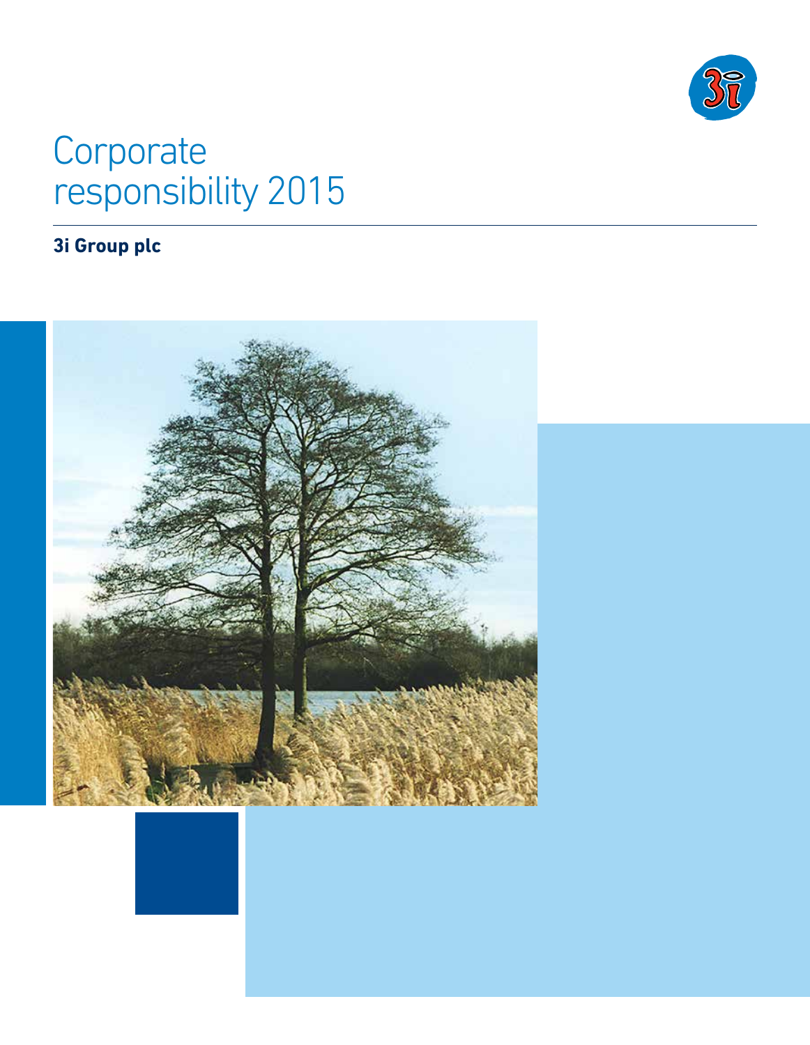# Corporate responsibility 2015

**3i Group plc**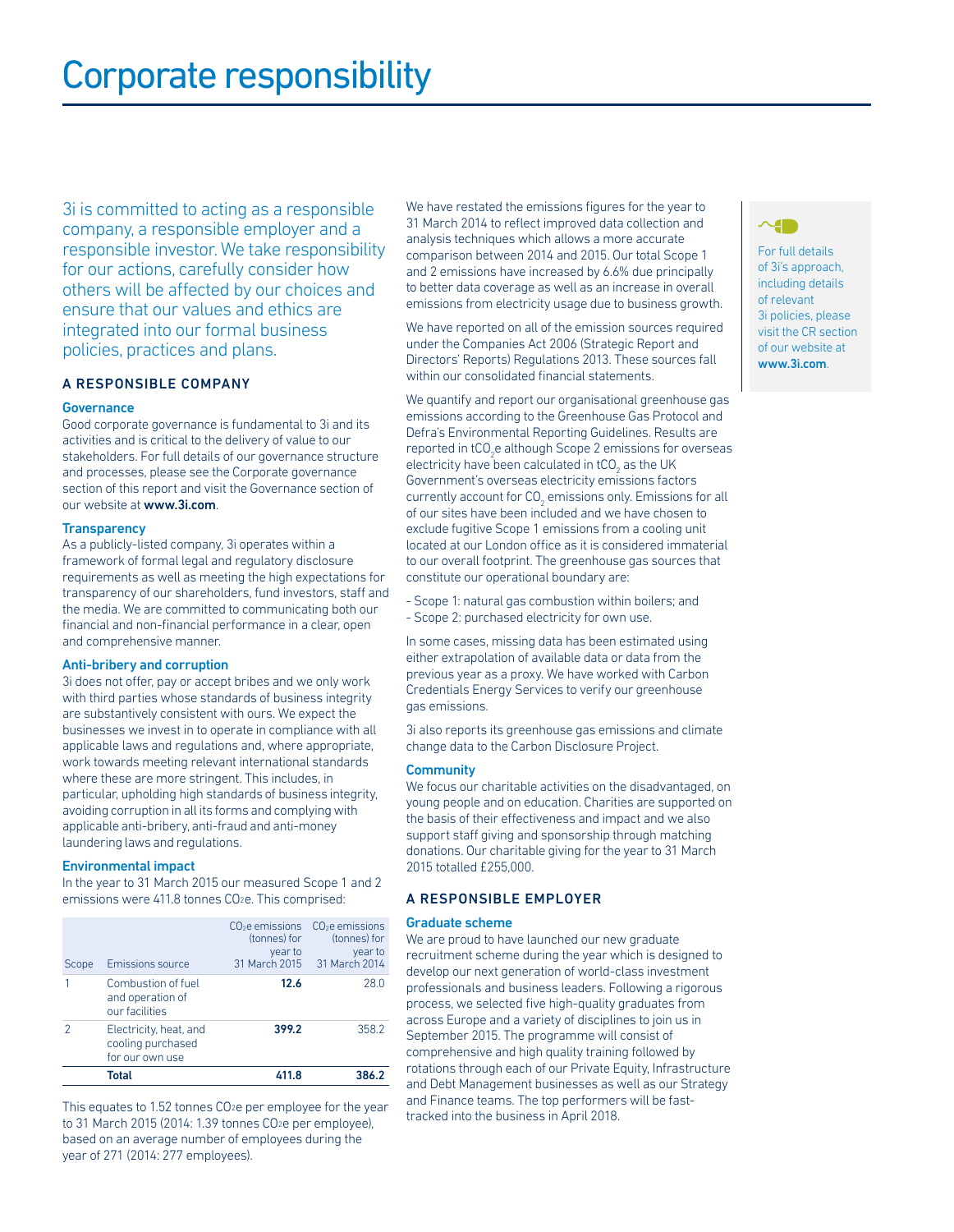# Corporate responsibility

3i is committed to acting as a responsible company, a responsible employer and a responsible investor. We take responsibility for our actions, carefully consider how others will be affected by our choices and ensure that our values and ethics are integrated into our formal business policies, practices and plans.

## A RESPONSIBLE COMPANY

### Governance

Good corporate governance is fundamental to 3i and its activities and is critical to the delivery of value to our stakeholders. For full details of our governance structure and processes, please see the Corporate governance section of this report and visit the Governance section of our website at **www.3i.com**.

### Transparency

As a publicly-listed company, 3i operates within a framework of formal legal and regulatory disclosure requirements as well as meeting the high expectations for transparency of our shareholders, fund investors, staff and the media. We are committed to communicating both our financial and non-financial performance in a clear, open and comprehensive manner.

### Anti-bribery and corruption

3i does not offer, pay or accept bribes and we only work with third parties whose standards of business integrity are substantively consistent with ours. We expect the businesses we invest in to operate in compliance with all applicable laws and regulations and, where appropriate, work towards meeting relevant international standards where these are more stringent. This includes, in particular, upholding high standards of business integrity, avoiding corruption in all its forms and complying with applicable anti-bribery, anti-fraud and anti-money laundering laws and regulations.

### Environmental impact

In the year to 31 March 2015 our measured Scope 1 and 2 emissions were 411.8 tonnes $CO_2e$. This comprised:

| Scope | Emissions source | $CO_2e$ emissions (tonnes) for year to 31 March 2015 | $CO_2e$ emissions (tonnes) for year to 31 March 2014 |
|---|---|---|---|
| 1 | Combustion of fuel and operation of our facilities | **12.6** | 28.0 |
| 2 | Electricity, heat, and cooling purchased for our own use | **399.2** | 358.2 |
| | **Total** | **411.8** | **386.2** |

This equates to 1.52 tonnes $CO_2e$ per employee for the year to 31 March 2015 (2014: 1.39 tonnes $CO_2e$ per employee), based on an average number of employees during the year of 271 (2014: 277 employees).

We have restated the emissions figures for the year to 31 March 2014 to reflect improved data collection and analysis techniques which allows a more accurate comparison between 2014 and 2015. Our total Scope 1 and 2 emissions have increased by 6.6% due principally to better data coverage as well as an increase in overall emissions from electricity usage due to business growth.

We have reported on all of the emission sources required under the Companies Act 2006 (Strategic Report and Directors' Reports) Regulations 2013. These sources fall within our consolidated financial statements.

We quantify and report our organisational greenhouse gas emissions according to the Greenhouse Gas Protocol and Defra's Environmental Reporting Guidelines. Results are reported in $tCO_2e$ although Scope 2 emissions for overseas electricity have been calculated in $tCO_2$ as the UK Government's overseas electricity emissions factors currently account for $CO_2$ emissions only. Emissions for all of our sites have been included and we have chosen to exclude fugitive Scope 1 emissions from a cooling unit located at our London office as it is considered immaterial to our overall footprint. The greenhouse gas sources that constitute our operational boundary are:

- Scope 1: natural gas combustion within boilers; and
- Scope 2: purchased electricity for own use.

In some cases, missing data has been estimated using either extrapolation of available data or data from the previous year as a proxy. We have worked with Carbon Credentials Energy Services to verify our greenhouse gas emissions.

3i also reports its greenhouse gas emissions and climate change data to the Carbon Disclosure Project.

### Community

We focus our charitable activities on the disadvantaged, on young people and on education. Charities are supported on the basis of their effectiveness and impact and we also support staff giving and sponsorship through matching donations. Our charitable giving for the year to 31 March 2015 totalled £255,000.

## A RESPONSIBLE EMPLOYER

### Graduate scheme

We are proud to have launched our new graduate recruitment scheme during the year which is designed to develop our next generation of world-class investment professionals and business leaders. Following a rigorous process, we selected five high-quality graduates from across Europe and a variety of disciplines to join us in September 2015. The programme will consist of comprehensive and high quality training followed by rotations through each of our Private Equity, Infrastructure and Debt Management businesses as well as our Strategy and Finance teams. The top performers will be fast-tracked into the business in April 2018.

For full details of 3i's approach, including details of relevant 3i policies, please visit the CR section of our website at **www.3i.com**.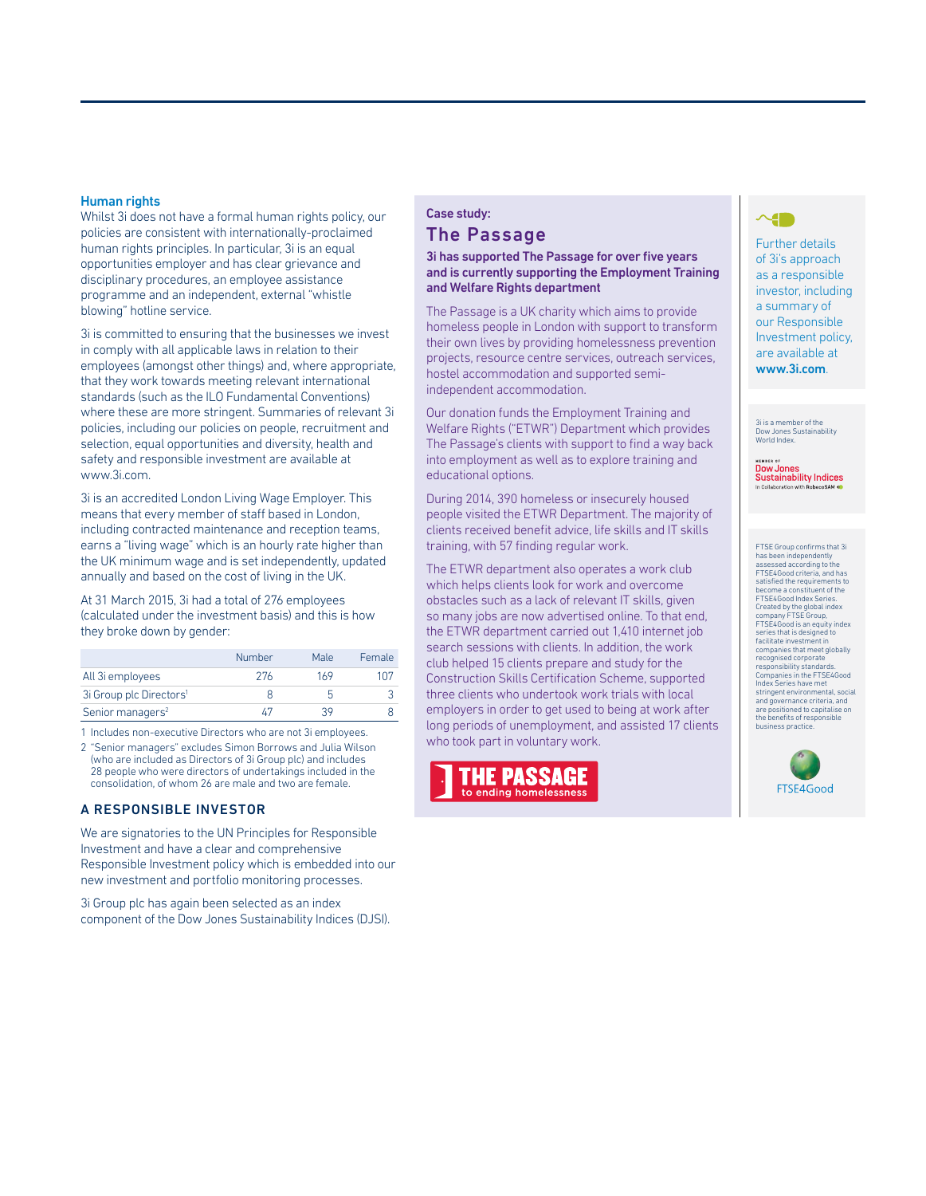### Human rights

Whilst 3i does not have a formal human rights policy, our policies are consistent with internationally-proclaimed human rights principles. In particular, 3i is an equal opportunities employer and has clear grievance and disciplinary procedures, an employee assistance programme and an independent, external "whistle blowing" hotline service.

3i is committed to ensuring that the businesses we invest in comply with all applicable laws in relation to their employees (amongst other things) and, where appropriate, that they work towards meeting relevant international standards (such as the ILO Fundamental Conventions) where these are more stringent. Summaries of relevant 3i policies, including our policies on people, recruitment and selection, equal opportunities and diversity, health and safety and responsible investment are available at www.3i.com.

3i is an accredited London Living Wage Employer. This means that every member of staff based in London, including contracted maintenance and reception teams, earns a "living wage" which is an hourly rate higher than the UK minimum wage and is set independently, updated annually and based on the cost of living in the UK.

At 31 March 2015, 3i had a total of 276 employees (calculated under the investment basis) and this is how they broke down by gender:

| | Number | Male | Female |
|---|---|---|---|
| All 3i employees | 276 | 169 | 107 |
| 3i Group plc Directors[1] | 8 | 5 | 3 |
| Senior managers[2] | 47 | 39 | 8 |

1 Includes non-executive Directors who are not 3i employees.

2 "Senior managers" excludes Simon Borrows and Julia Wilson (who are included as Directors of 3i Group plc) and includes 28 people who were directors of undertakings included in the consolidation, of whom 26 are male and two are female.

## A RESPONSIBLE INVESTOR

We are signatories to the UN Principles for Responsible Investment and have a clear and comprehensive Responsible Investment policy which is embedded into our new investment and portfolio monitoring processes.

3i Group plc has again been selected as an index component of the Dow Jones Sustainability Indices (DJSI).

### Case study:

## The Passage

**3i has supported The Passage for over five years and is currently supporting the Employment Training and Welfare Rights department**

The Passage is a UK charity which aims to provide homeless people in London with support to transform their own lives by providing homelessness prevention projects, resource centre services, outreach services, hostel accommodation and supported semi-independent accommodation.

Our donation funds the Employment Training and Welfare Rights ("ETWR") Department which provides The Passage's clients with support to find a way back into employment as well as to explore training and educational options.

During 2014, 390 homeless or insecurely housed people visited the ETWR Department. The majority of clients received benefit advice, life skills and IT skills training, with 57 finding regular work.

The ETWR department also operates a work club which helps clients look for work and overcome obstacles such as a lack of relevant IT skills, given so many jobs are now advertised online. To that end, the ETWR department carried out 1,410 internet job search sessions with clients. In addition, the work club helped 15 clients prepare and study for the Construction Skills Certification Scheme, supported three clients who undertook work trials with local employers in order to get used to being at work after long periods of unemployment, and assisted 17 clients who took part in voluntary work.

THE PASSAGE
to ending homelessness

Further details of 3i's approach as a responsible investor, including a summary of our Responsible Investment policy, are available at **www.3i.com**.

3i is a member of the Dow Jones Sustainability World Index.

MEMBER OF
Dow Jones
Sustainability Indices
In Collaboration with RobecoSAM

FTSE Group confirms that 3i has been independently assessed according to the FTSE4Good criteria, and has satisfied the requirements to become a constituent of the FTSE4Good Index Series. Created by the global index company FTSE Group, FTSE4Good is an equity index series that is designed to facilitate investment in companies that meet globally recognised corporate responsibility standards. Companies in the FTSE4Good Index Series have met stringent environmental, social and governance criteria, and are positioned to capitalise on the benefits of responsible business practice.

FTSE4Good